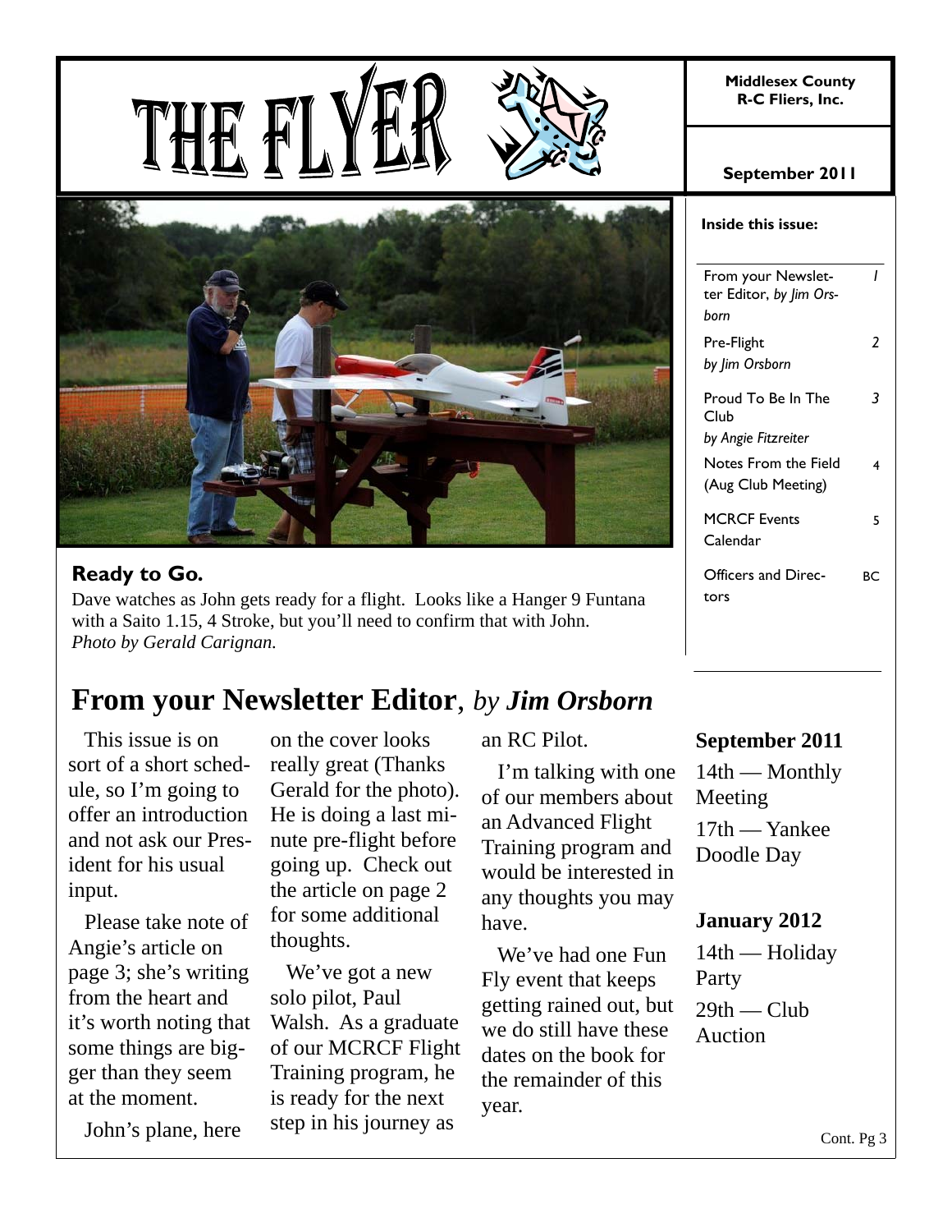# THE FLYER

**Middlesex County R-C Fliers, Inc.**

**September 2011**

**Inside this issue:**

| | |
|---|---|
| From your Newsletter Editor, *by Jim Orsborn* | 1 |
| Pre-Flight *by Jim Orsborn* | 2 |
| Proud To Be In The Club *by Angie Fitzreiter* | 3 |
| Notes From the Field (Aug Club Meeting) | 4 |
| MCRCF Events Calendar | 5 |
| Officers and Directors | BC |

**Ready to Go.**

Dave watches as John gets ready for a flight. Looks like a Hanger 9 Funtana with a Saito 1.15, 4 Stroke, but you'll need to confirm that with John. *Photo by Gerald Carignan.*

## From your Newsletter Editor, *by Jim Orsborn*

This issue is on sort of a short schedule, so I'm going to offer an introduction and not ask our President for his usual input.

Please take note of Angie's article on page 3; she's writing from the heart and it's worth noting that some things are bigger than they seem at the moment.

John's plane, here on the cover looks really great (Thanks Gerald for the photo). He is doing a last minute pre-flight before going up. Check out the article on page 2 for some additional thoughts.

We've got a new solo pilot, Paul Walsh. As a graduate of our MCRCF Flight Training program, he is ready for the next step in his journey as an RC Pilot.

I'm talking with one of our members about an Advanced Flight Training program and would be interested in any thoughts you may have.

We've had one Fun Fly event that keeps getting rained out, but we do still have these dates on the book for the remainder of this year.

**September 2011**

14th — Monthly Meeting

17th — Yankee Doodle Day

**January 2012**

14th — Holiday Party

29th — Club Auction

Cont. Pg 3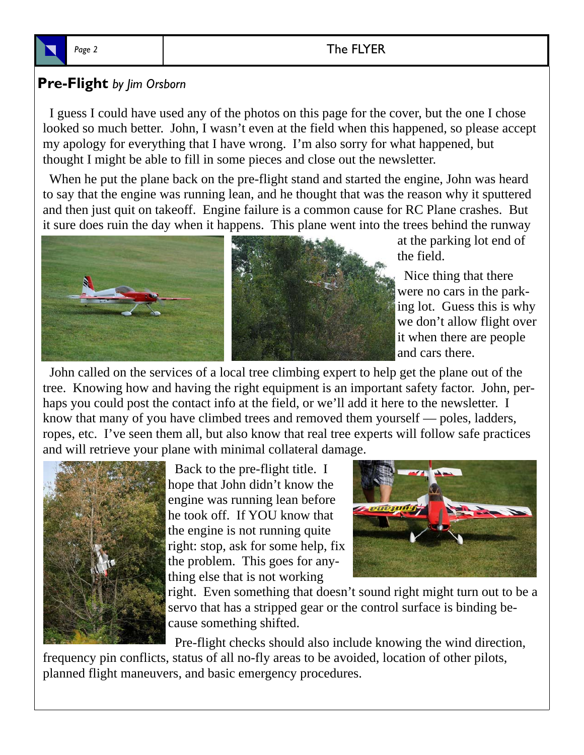## Pre-Flight *by Jim Orsborn*

I guess I could have used any of the photos on this page for the cover, but the one I chose looked so much better. John, I wasn't even at the field when this happened, so please accept my apology for everything that I have wrong. I'm also sorry for what happened, but thought I might be able to fill in some pieces and close out the newsletter.

When he put the plane back on the pre-flight stand and started the engine, John was heard to say that the engine was running lean, and he thought that was the reason why it sputtered and then just quit on takeoff. Engine failure is a common cause for RC Plane crashes. But it sure does ruin the day when it happens. This plane went into the trees behind the runway at the parking lot end of the field.

Nice thing that there were no cars in the parking lot. Guess this is why we don't allow flight over it when there are people and cars there.

John called on the services of a local tree climbing expert to help get the plane out of the tree. Knowing how and having the right equipment is an important safety factor. John, perhaps you could post the contact info at the field, or we'll add it here to the newsletter. I know that many of you have climbed trees and removed them yourself — poles, ladders, ropes, etc. I've seen them all, but also know that real tree experts will follow safe practices and will retrieve your plane with minimal collateral damage.

Back to the pre-flight title. I hope that John didn't know the engine was running lean before he took off. If YOU know that the engine is not running quite right: stop, ask for some help, fix the problem. This goes for anything else that is not working right. Even something that doesn't sound right might turn out to be a servo that has a stripped gear or the control surface is binding because something shifted.

Pre-flight checks should also include knowing the wind direction, frequency pin conflicts, status of all no-fly areas to be avoided, location of other pilots, planned flight maneuvers, and basic emergency procedures.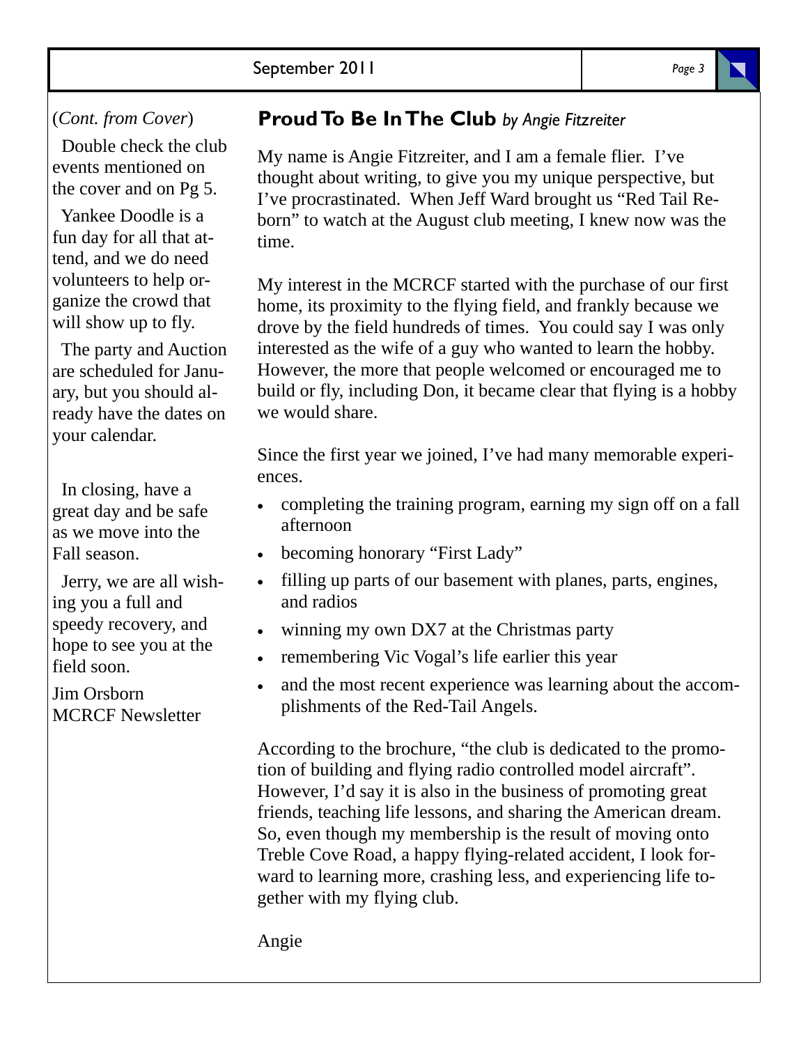(*Cont. from Cover*)

Double check the club events mentioned on the cover and on Pg 5.

Yankee Doodle is a fun day for all that attend, and we do need volunteers to help organize the crowd that will show up to fly.

The party and Auction are scheduled for January, but you should already have the dates on your calendar.

In closing, have a great day and be safe as we move into the Fall season.

Jerry, we are all wishing you a full and speedy recovery, and hope to see you at the field soon.

Jim Orsborn
MCRCF Newsletter

## Proud To Be In The Club *by Angie Fitzreiter*

My name is Angie Fitzreiter, and I am a female flier. I've thought about writing, to give you my unique perspective, but I've procrastinated. When Jeff Ward brought us "Red Tail Reborn" to watch at the August club meeting, I knew now was the time.

My interest in the MCRCF started with the purchase of our first home, its proximity to the flying field, and frankly because we drove by the field hundreds of times. You could say I was only interested as the wife of a guy who wanted to learn the hobby. However, the more that people welcomed or encouraged me to build or fly, including Don, it became clear that flying is a hobby we would share.

Since the first year we joined, I've had many memorable experiences.

- completing the training program, earning my sign off on a fall afternoon
- becoming honorary "First Lady"
- filling up parts of our basement with planes, parts, engines, and radios
- winning my own DX7 at the Christmas party
- remembering Vic Vogal's life earlier this year
- and the most recent experience was learning about the accomplishments of the Red-Tail Angels.

According to the brochure, "the club is dedicated to the promotion of building and flying radio controlled model aircraft". However, I'd say it is also in the business of promoting great friends, teaching life lessons, and sharing the American dream. So, even though my membership is the result of moving onto Treble Cove Road, a happy flying-related accident, I look forward to learning more, crashing less, and experiencing life together with my flying club.

Angie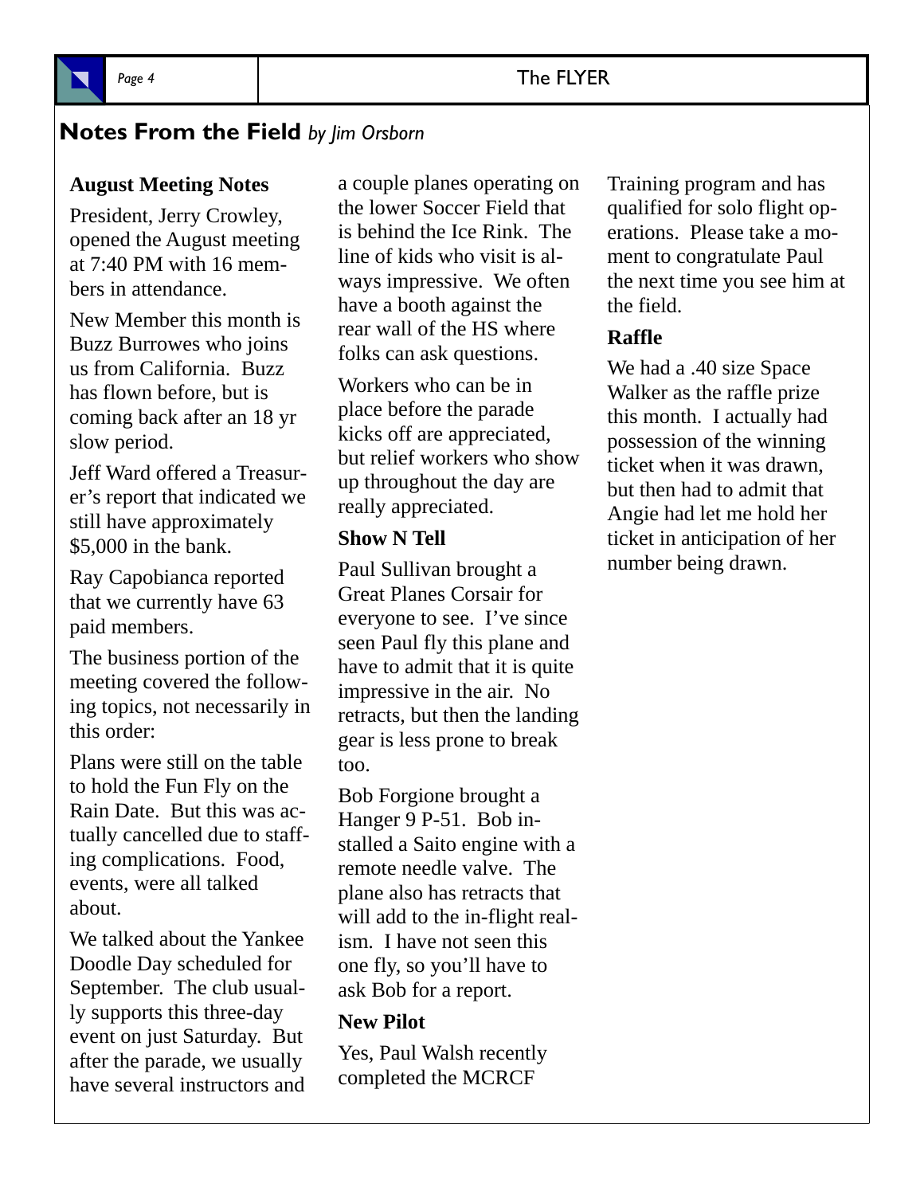## Notes From the Field *by Jim Orsborn*

**August Meeting Notes**

President, Jerry Crowley, opened the August meeting at 7:40 PM with 16 members in attendance.

New Member this month is Buzz Burrowes who joins us from California. Buzz has flown before, but is coming back after an 18 yr slow period.

Jeff Ward offered a Treasurer's report that indicated we still have approximately $5,000 in the bank.

Ray Capobianca reported that we currently have 63 paid members.

The business portion of the meeting covered the following topics, not necessarily in this order:

Plans were still on the table to hold the Fun Fly on the Rain Date. But this was actually cancelled due to staffing complications. Food, events, were all talked about.

We talked about the Yankee Doodle Day scheduled for September. The club usually supports this three-day event on just Saturday. But after the parade, we usually have several instructors and a couple planes operating on the lower Soccer Field that is behind the Ice Rink. The line of kids who visit is always impressive. We often have a booth against the rear wall of the HS where folks can ask questions.

Workers who can be in place before the parade kicks off are appreciated, but relief workers who show up throughout the day are really appreciated.

**Show N Tell**

Paul Sullivan brought a Great Planes Corsair for everyone to see. I've since seen Paul fly this plane and have to admit that it is quite impressive in the air. No retracts, but then the landing gear is less prone to break too.

Bob Forgione brought a Hanger 9 P-51. Bob installed a Saito engine with a remote needle valve. The plane also has retracts that will add to the in-flight realism. I have not seen this one fly, so you'll have to ask Bob for a report.

**New Pilot**

Yes, Paul Walsh recently completed the MCRCF Training program and has qualified for solo flight operations. Please take a moment to congratulate Paul the next time you see him at the field.

**Raffle**

We had a .40 size Space Walker as the raffle prize this month. I actually had possession of the winning ticket when it was drawn, but then had to admit that Angie had let me hold her ticket in anticipation of her number being drawn.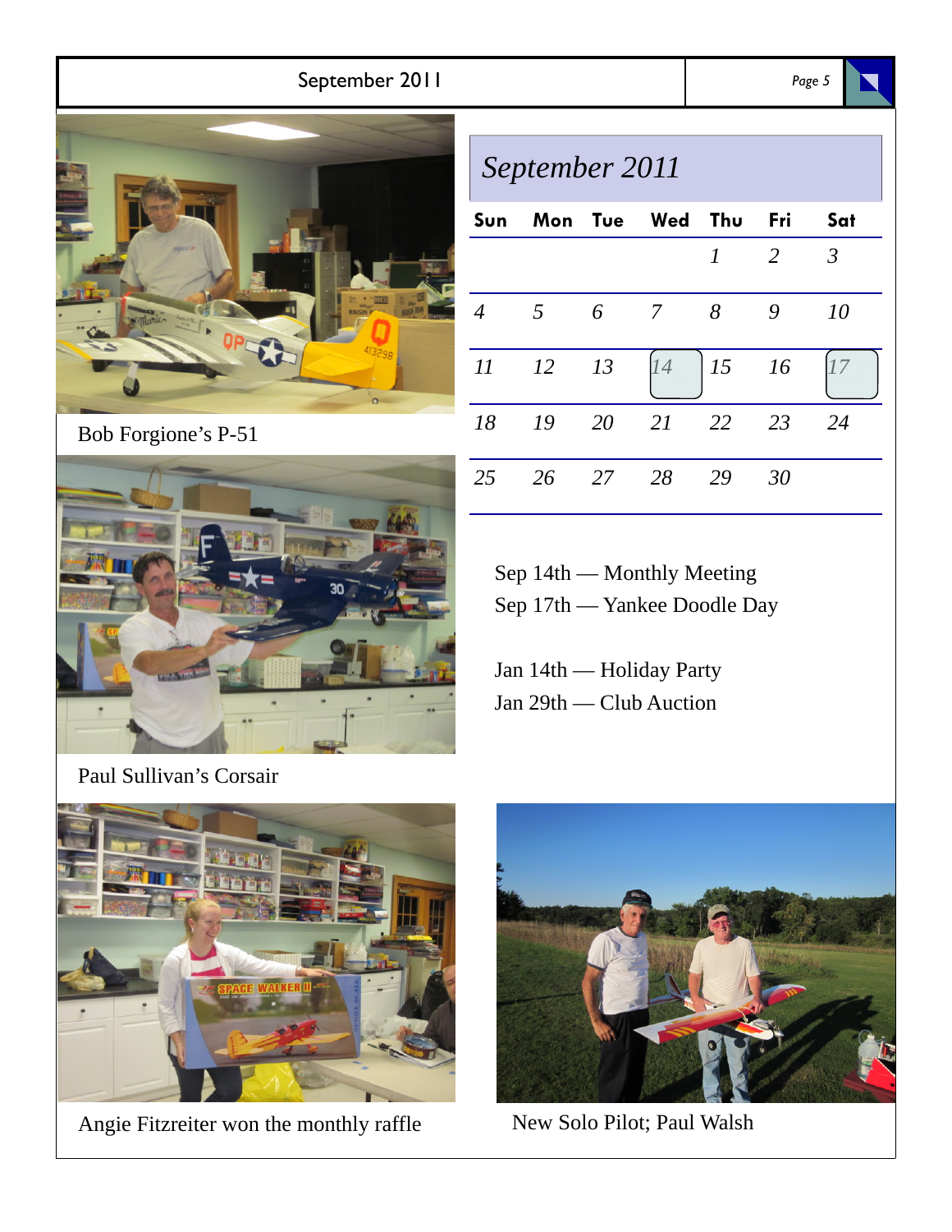Bob Forgione's P-51

## *September 2011*

| Sun | Mon | Tue | Wed | Thu | Fri | Sat |
|---|---|---|---|---|---|---|
| | | | | 1 | 2 | 3 |
| 4 | 5 | 6 | 7 | 8 | 9 | 10 |
| 11 | 12 | 13 | 14 | 15 | 16 | 17 |
| 18 | 19 | 20 | 21 | 22 | 23 | 24 |
| 25 | 26 | 27 | 28 | 29 | 30 | |

Sep 14th — Monthly Meeting
Sep 17th — Yankee Doodle Day

Jan 14th — Holiday Party
Jan 29th — Club Auction

Paul Sullivan's Corsair

Angie Fitzreiter won the monthly raffle

New Solo Pilot; Paul Walsh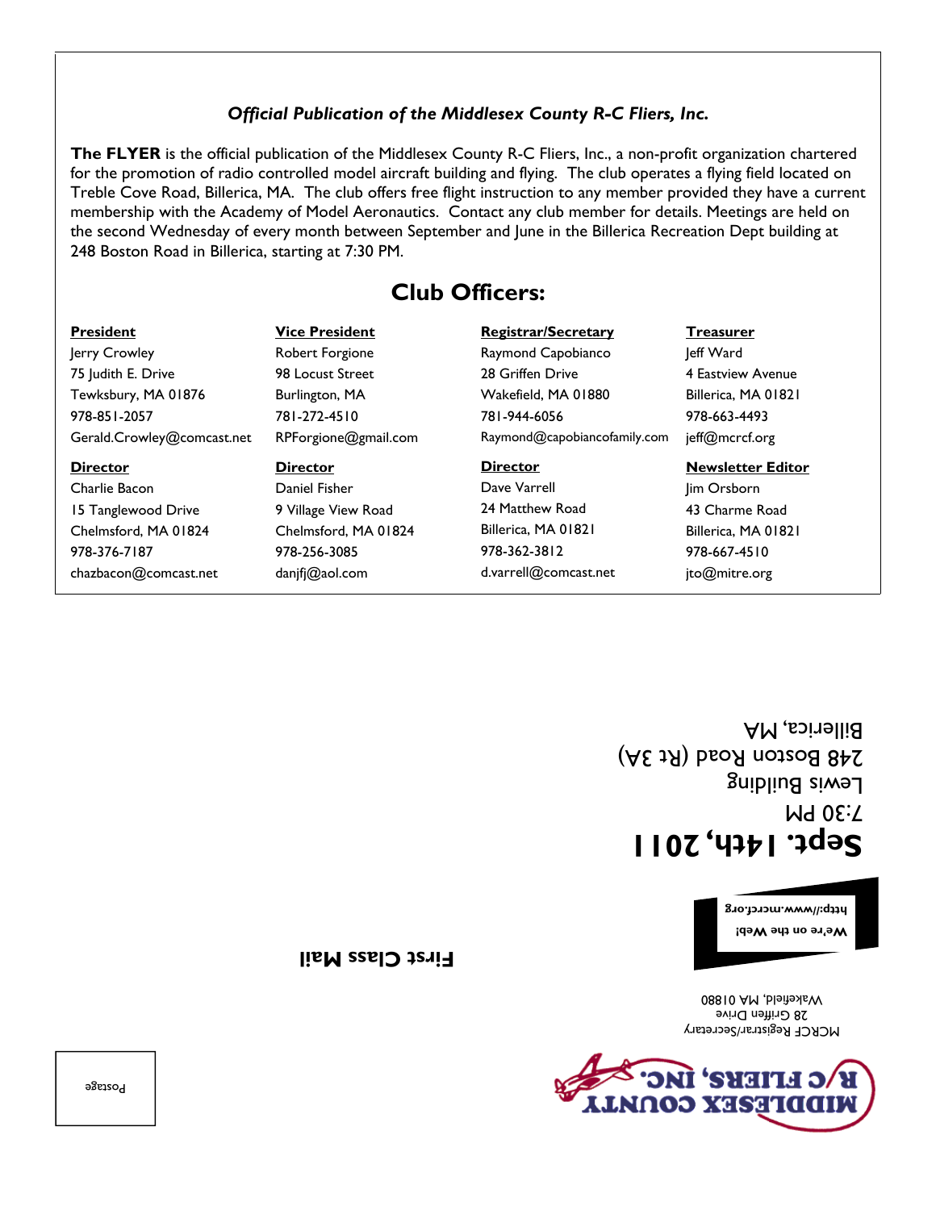*Official Publication of the Middlesex County R-C Fliers, Inc.*

**The FLYER** is the official publication of the Middlesex County R-C Fliers, Inc., a non-profit organization chartered for the promotion of radio controlled model aircraft building and flying. The club operates a flying field located on Treble Cove Road, Billerica, MA. The club offers free flight instruction to any member provided they have a current membership with the Academy of Model Aeronautics. Contact any club member for details. Meetings are held on the second Wednesday of every month between September and June in the Billerica Recreation Dept building at 248 Boston Road in Billerica, starting at 7:30 PM.

## Club Officers:

**President**
Jerry Crowley
75 Judith E. Drive
Tewksbury, MA 01876
978-851-2057
Gerald.Crowley@comcast.net

**Vice President**
Robert Forgione
98 Locust Street
Burlington, MA
781-272-4510
RPForgione@gmail.com

**Registrar/Secretary**
Raymond Capobianco
28 Griffen Drive
Wakefield, MA 01880
781-944-6056
Raymond@capobiancofamily.com

**Treasurer**
Jeff Ward
4 Eastview Avenue
Billerica, MA 01821
978-663-4493
jeff@mcrcf.org

**Director**
Charlie Bacon
15 Tanglewood Drive
Chelmsford, MA 01824
978-376-7187
chazbacon@comcast.net

**Director**
Daniel Fisher
9 Village View Road
Chelmsford, MA 01824
978-256-3085
danjfj@aol.com

**Director**
Dave Varrell
24 Matthew Road
Billerica, MA 01821
978-362-3812
d.varrell@comcast.net

**Newsletter Editor**
Jim Orsborn
43 Charme Road
Billerica, MA 01821
978-667-4510
jto@mitre.org

**Sept. 14th, 2011**
7:30 PM
Lewis Building
248 Boston Road (Rt 3A)
Billerica, MA

**We're on the Web!**
**http://www.mcrcf.org**

MCRCF Registrar/Secretary
28 Griffen Drive
Wakefield, MA 01880

MIDDLESEX COUNTY R/C FLIERS, INC.

**First Class Mail**

Postage